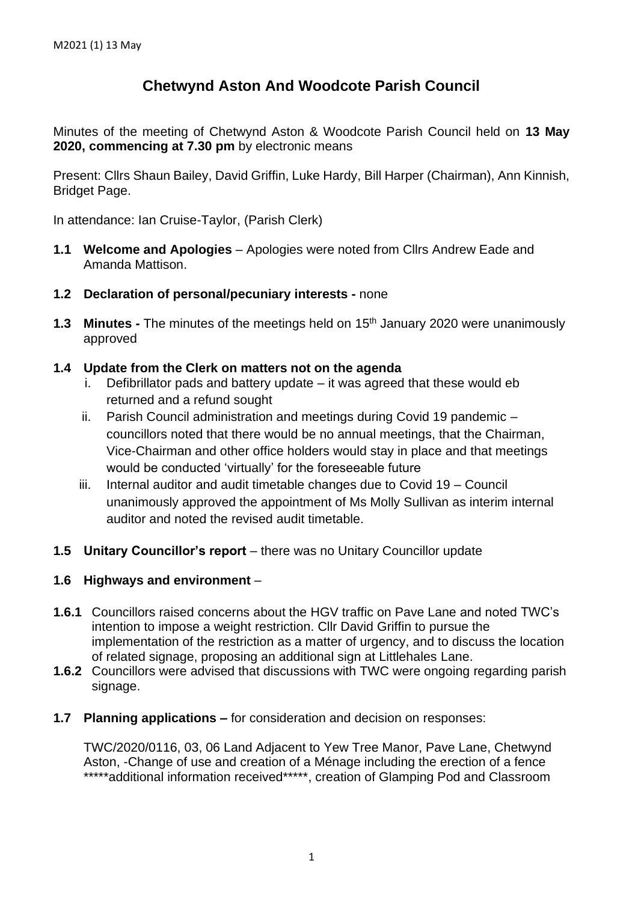M2021 (1) 13 May

# Chetwynd Aston And Woodcote Parish Council

Minutes of the meeting of Chetwynd Aston & Woodcote Parish Council held on **13 May 2020, commencing at 7.30 pm** by electronic means

Present: Cllrs Shaun Bailey, David Griffin, Luke Hardy, Bill Harper (Chairman), Ann Kinnish, Bridget Page.

In attendance: Ian Cruise-Taylor, (Parish Clerk)

**1.1 Welcome and Apologies** – Apologies were noted from Cllrs Andrew Eade and Amanda Mattison.

**1.2 Declaration of personal/pecuniary interests -** none

**1.3 Minutes -** The minutes of the meetings held on 15th January 2020 were unanimously approved

**1.4 Update from the Clerk on matters not on the agenda**

i. Defibrillator pads and battery update – it was agreed that these would eb returned and a refund sought

ii. Parish Council administration and meetings during Covid 19 pandemic – councillors noted that there would be no annual meetings, that the Chairman, Vice-Chairman and other office holders would stay in place and that meetings would be conducted 'virtually' for the foreseeable future

iii. Internal auditor and audit timetable changes due to Covid 19 – Council unanimously approved the appointment of Ms Molly Sullivan as interim internal auditor and noted the revised audit timetable.

**1.5 Unitary Councillor's report** – there was no Unitary Councillor update

**1.6 Highways and environment** –

**1.6.1** Councillors raised concerns about the HGV traffic on Pave Lane and noted TWC's intention to impose a weight restriction. Cllr David Griffin to pursue the implementation of the restriction as a matter of urgency, and to discuss the location of related signage, proposing an additional sign at Littlehales Lane.

**1.6.2** Councillors were advised that discussions with TWC were ongoing regarding parish signage.

**1.7 Planning applications –** for consideration and decision on responses:

TWC/2020/0116, 03, 06 Land Adjacent to Yew Tree Manor, Pave Lane, Chetwynd Aston, -Change of use and creation of a Ménage including the erection of a fence *****additional information received*****, creation of Glamping Pod and Classroom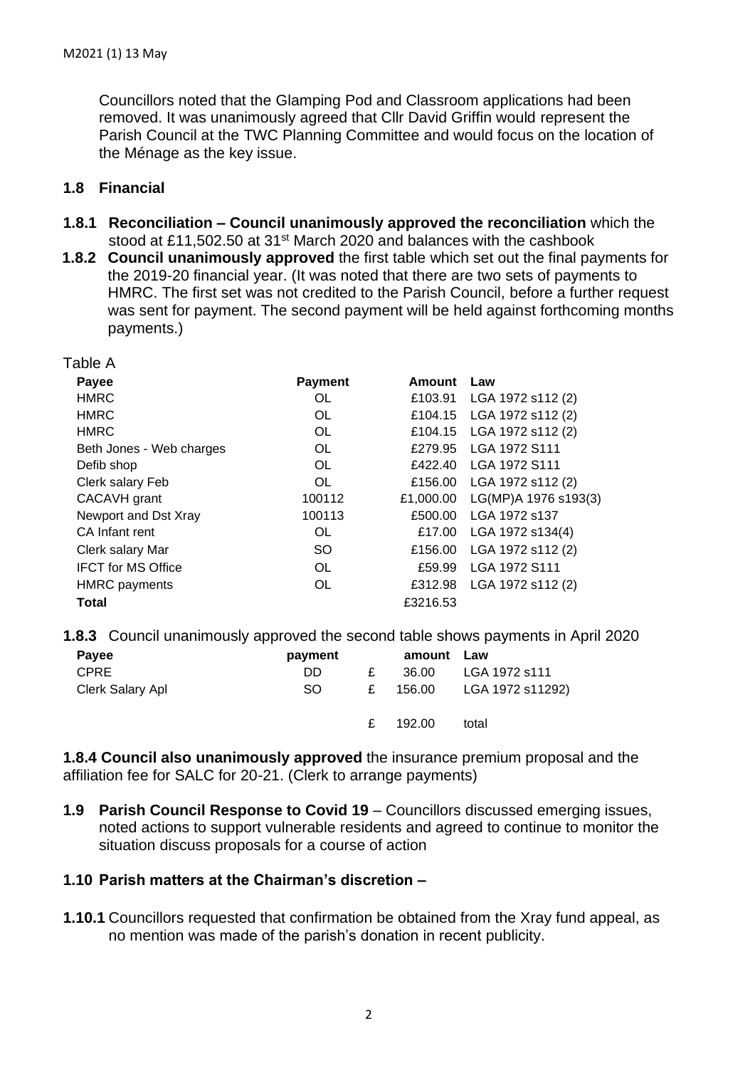Councillors noted that the Glamping Pod and Classroom applications had been removed. It was unanimously agreed that Cllr David Griffin would represent the Parish Council at the TWC Planning Committee and would focus on the location of the Ménage as the key issue.

## 1.8 Financial

**1.8.1 Reconciliation – Council unanimously approved the reconciliation** which the stood at £11,502.50 at 31st March 2020 and balances with the cashbook

**1.8.2 Council unanimously approved** the first table which set out the final payments for the 2019-20 financial year. (It was noted that there are two sets of payments to HMRC. The first set was not credited to the Parish Council, before a further request was sent for payment. The second payment will be held against forthcoming months payments.)

Table A

| Payee | Payment | Amount | Law |
|---|---|---|---|
| HMRC | OL | £103.91 | LGA 1972 s112 (2) |
| HMRC | OL | £104.15 | LGA 1972 s112 (2) |
| HMRC | OL | £104.15 | LGA 1972 s112 (2) |
| Beth Jones - Web charges | OL | £279.95 | LGA 1972 S111 |
| Defib shop | OL | £422.40 | LGA 1972 S111 |
| Clerk salary Feb | OL | £156.00 | LGA 1972 s112 (2) |
| CACAVH grant | 100112 | £1,000.00 | LG(MP)A 1976 s193(3) |
| Newport and Dst Xray | 100113 | £500.00 | LGA 1972 s137 |
| CA Infant rent | OL | £17.00 | LGA 1972 s134(4) |
| Clerk salary Mar | SO | £156.00 | LGA 1972 s112 (2) |
| IFCT for MS Office | OL | £59.99 | LGA 1972 S111 |
| HMRC payments | OL | £312.98 | LGA 1972 s112 (2) |
| **Total** | | £3216.53 | |

**1.8.3** Council unanimously approved the second table shows payments in April 2020

| Payee | payment | | amount | Law |
|---|---|---|---|---|
| CPRE | DD | £ | 36.00 | LGA 1972 s111 |
| Clerk Salary Apl | SO | £ | 156.00 | LGA 1972 s11292) |
| | | £ | 192.00 | total |

**1.8.4 Council also unanimously approved** the insurance premium proposal and the affiliation fee for SALC for 20-21. (Clerk to arrange payments)

**1.9 Parish Council Response to Covid 19** – Councillors discussed emerging issues, noted actions to support vulnerable residents and agreed to continue to monitor the situation discuss proposals for a course of action

## 1.10 Parish matters at the Chairman's discretion –

**1.10.1** Councillors requested that confirmation be obtained from the Xray fund appeal, as no mention was made of the parish's donation in recent publicity.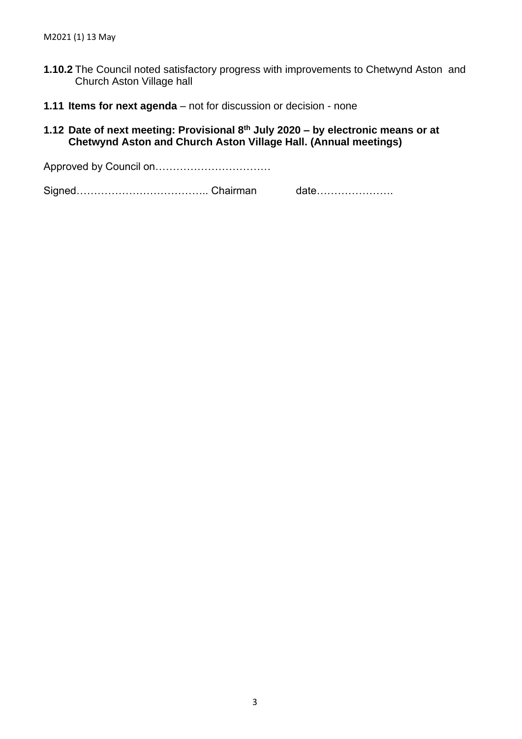**1.10.2** The Council noted satisfactory progress with improvements to Chetwynd Aston and Church Aston Village hall

**1.11 Items for next agenda** – not for discussion or decision - none

**1.12 Date of next meeting: Provisional 8th July 2020 – by electronic means or at Chetwynd Aston and Church Aston Village Hall. (Annual meetings)**

Approved by Council on……………………………

Signed……………………………….. Chairman date………………….